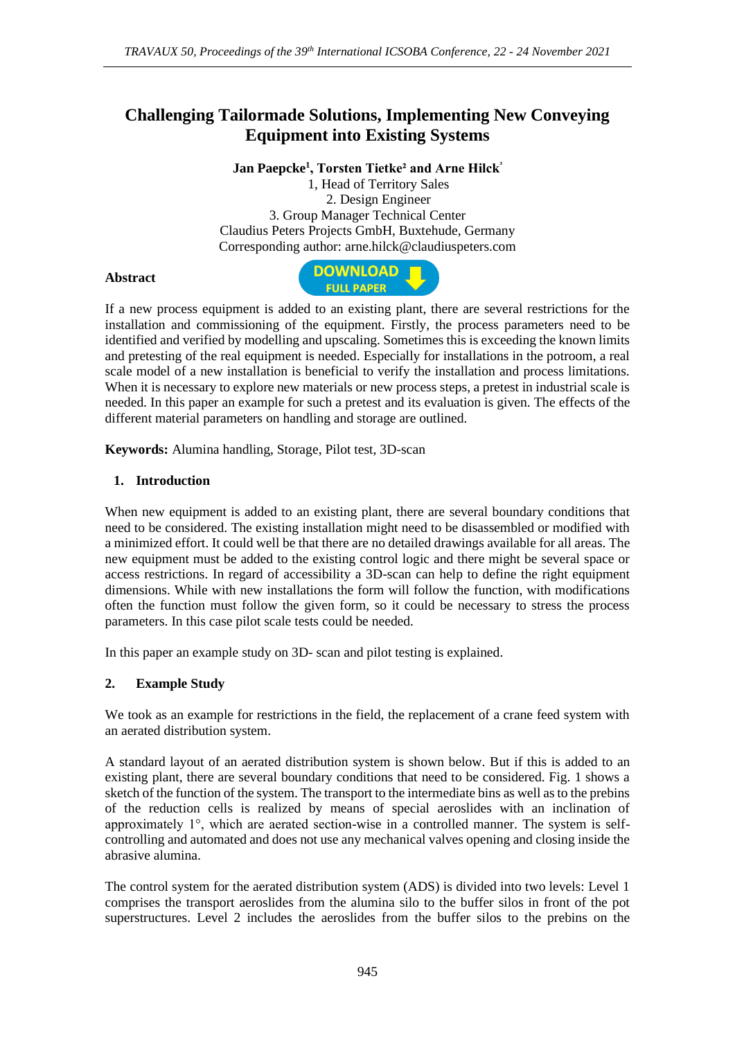# Challenging Tailormade Solutions, Implementing New Conveying Equipment into Existing Systems

**Jan Paepcke[1], Torsten Tietke[2] and Arne Hilck[3]**

1, Head of Territory Sales

2. Design Engineer

3. Group Manager Technical Center

Claudius Peters Projects GmbH, Buxtehude, Germany

Corresponding author: arne.hilck@claudiuspeters.com

**Abstract**

DOWNLOAD FULL PAPER

If a new process equipment is added to an existing plant, there are several restrictions for the installation and commissioning of the equipment. Firstly, the process parameters need to be identified and verified by modelling and upscaling. Sometimes this is exceeding the known limits and pretesting of the real equipment is needed. Especially for installations in the potroom, a real scale model of a new installation is beneficial to verify the installation and process limitations. When it is necessary to explore new materials or new process steps, a pretest in industrial scale is needed. In this paper an example for such a pretest and its evaluation is given. The effects of the different material parameters on handling and storage are outlined.

**Keywords:** Alumina handling, Storage, Pilot test, 3D-scan

## 1. Introduction

When new equipment is added to an existing plant, there are several boundary conditions that need to be considered. The existing installation might need to be disassembled or modified with a minimized effort. It could well be that there are no detailed drawings available for all areas. The new equipment must be added to the existing control logic and there might be several space or access restrictions. In regard of accessibility a 3D-scan can help to define the right equipment dimensions. While with new installations the form will follow the function, with modifications often the function must follow the given form, so it could be necessary to stress the process parameters. In this case pilot scale tests could be needed.

In this paper an example study on 3D- scan and pilot testing is explained.

## 2. Example Study

We took as an example for restrictions in the field, the replacement of a crane feed system with an aerated distribution system.

A standard layout of an aerated distribution system is shown below. But if this is added to an existing plant, there are several boundary conditions that need to be considered. Fig. 1 shows a sketch of the function of the system. The transport to the intermediate bins as well as to the prebins of the reduction cells is realized by means of special aeroslides with an inclination of approximately 1°, which are aerated section-wise in a controlled manner. The system is self-controlling and automated and does not use any mechanical valves opening and closing inside the abrasive alumina.

The control system for the aerated distribution system (ADS) is divided into two levels: Level 1 comprises the transport aeroslides from the alumina silo to the buffer silos in front of the pot superstructures. Level 2 includes the aeroslides from the buffer silos to the prebins on the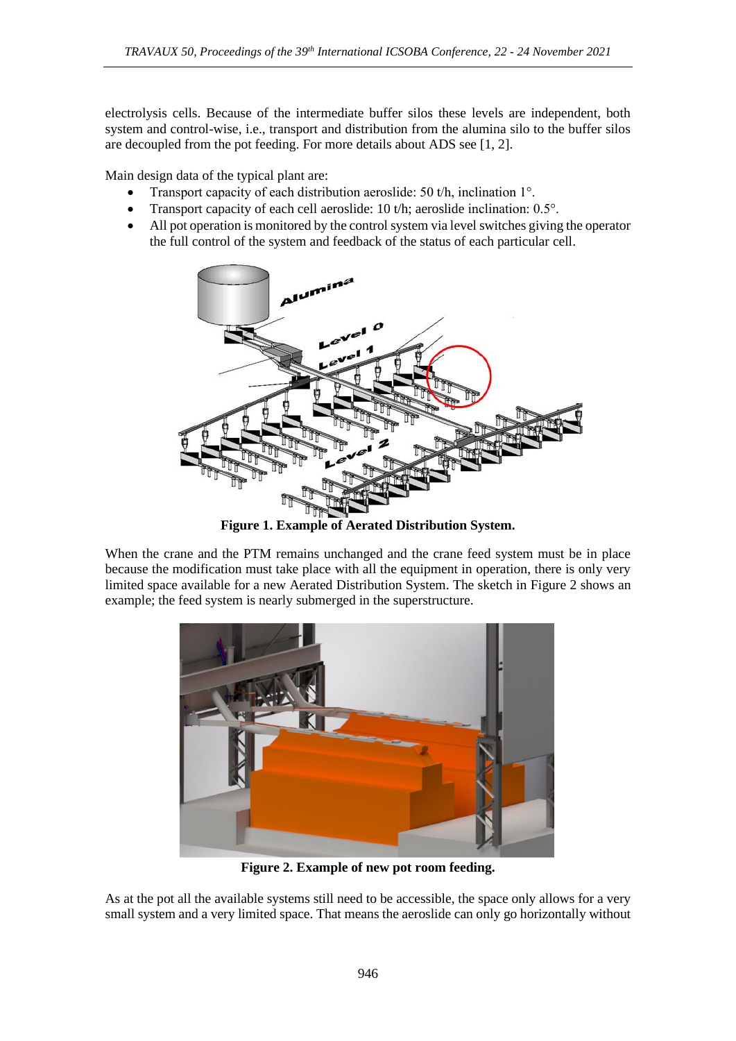electrolysis cells. Because of the intermediate buffer silos these levels are independent, both system and control-wise, i.e., transport and distribution from the alumina silo to the buffer silos are decoupled from the pot feeding. For more details about ADS see [1, 2].

Main design data of the typical plant are:

- Transport capacity of each distribution aeroslide: 50 t/h, inclination 1°.
- Transport capacity of each cell aeroslide: 10 t/h; aeroslide inclination: 0.5°.
- All pot operation is monitored by the control system via level switches giving the operator the full control of the system and feedback of the status of each particular cell.

**Figure 1. Example of Aerated Distribution System.**

When the crane and the PTM remains unchanged and the crane feed system must be in place because the modification must take place with all the equipment in operation, there is only very limited space available for a new Aerated Distribution System. The sketch in Figure 2 shows an example; the feed system is nearly submerged in the superstructure.

**Figure 2. Example of new pot room feeding.**

As at the pot all the available systems still need to be accessible, the space only allows for a very small system and a very limited space. That means the aeroslide can only go horizontally without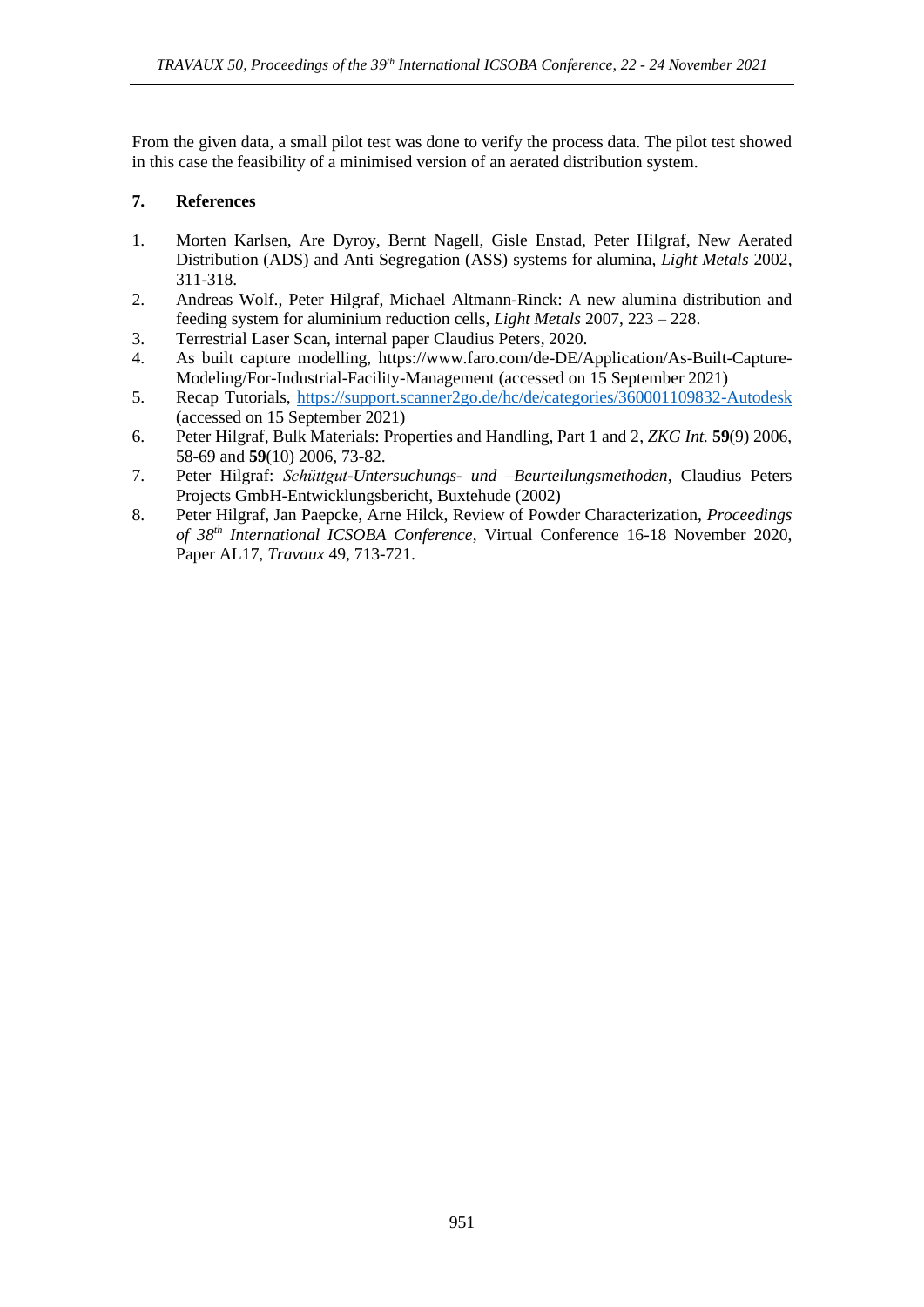From the given data, a small pilot test was done to verify the process data. The pilot test showed in this case the feasibility of a minimised version of an aerated distribution system.

## 7. References

1. Morten Karlsen, Are Dyroy, Bernt Nagell, Gisle Enstad, Peter Hilgraf, New Aerated Distribution (ADS) and Anti Segregation (ASS) systems for alumina, *Light Metals* 2002, 311-318.
2. Andreas Wolf., Peter Hilgraf, Michael Altmann-Rinck: A new alumina distribution and feeding system for aluminium reduction cells, *Light Metals* 2007, 223 – 228.
3. Terrestrial Laser Scan, internal paper Claudius Peters, 2020.
4. As built capture modelling, https://www.faro.com/de-DE/Application/As-Built-Capture-Modeling/For-Industrial-Facility-Management (accessed on 15 September 2021)
5. Recap Tutorials, https://support.scanner2go.de/hc/de/categories/360001109832-Autodesk (accessed on 15 September 2021)
6. Peter Hilgraf, Bulk Materials: Properties and Handling, Part 1 and 2, *ZKG Int.* **59**(9) 2006, 58-69 and **59**(10) 2006, 73-82.
7. Peter Hilgraf: *Schüttgut-Untersuchungs- und –Beurteilungsmethoden*, Claudius Peters Projects GmbH-Entwicklungsbericht, Buxtehude (2002)
8. Peter Hilgraf, Jan Paepcke, Arne Hilck, Review of Powder Characterization, *Proceedings of 38th International ICSOBA Conference*, Virtual Conference 16-18 November 2020, Paper AL17, *Travaux* 49, 713-721.